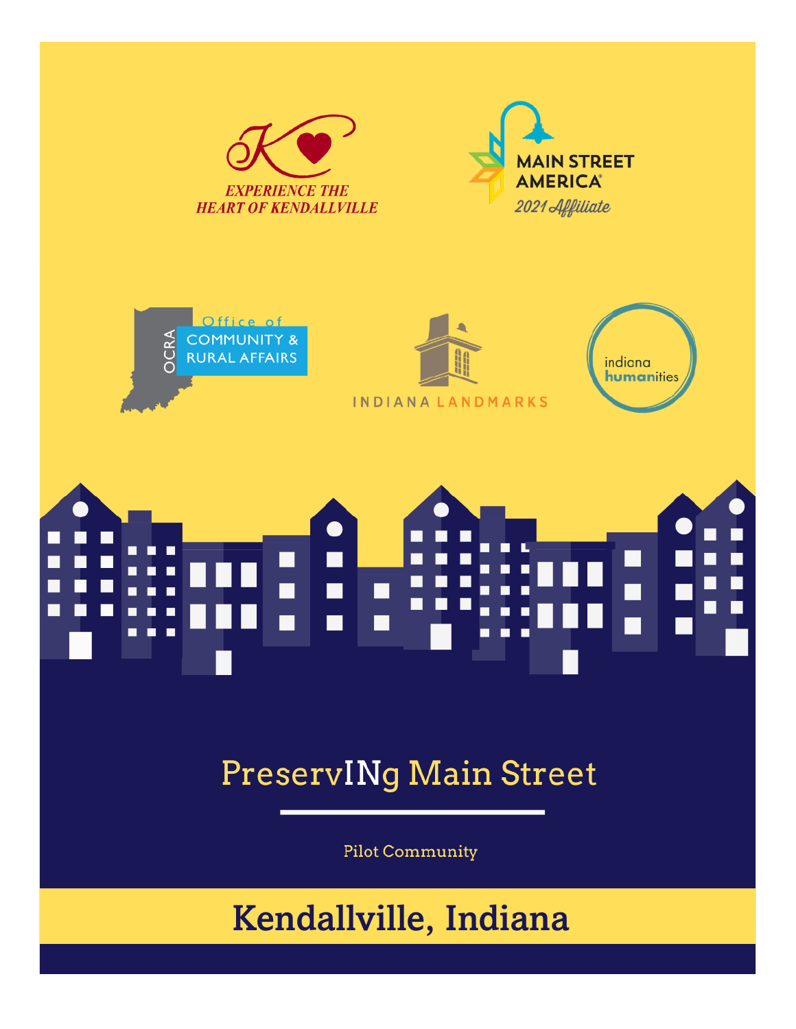EXPERIENCE THE HEART OF KENDALLVILLE

MAIN STREET AMERICA

2021 Affiliate

Office of COMMUNITY & RURAL AFFAIRS

OCRA

INDIANA LANDMARKS

indiana humanities

# PreservINg Main Street

Pilot Community

## Kendallville, Indiana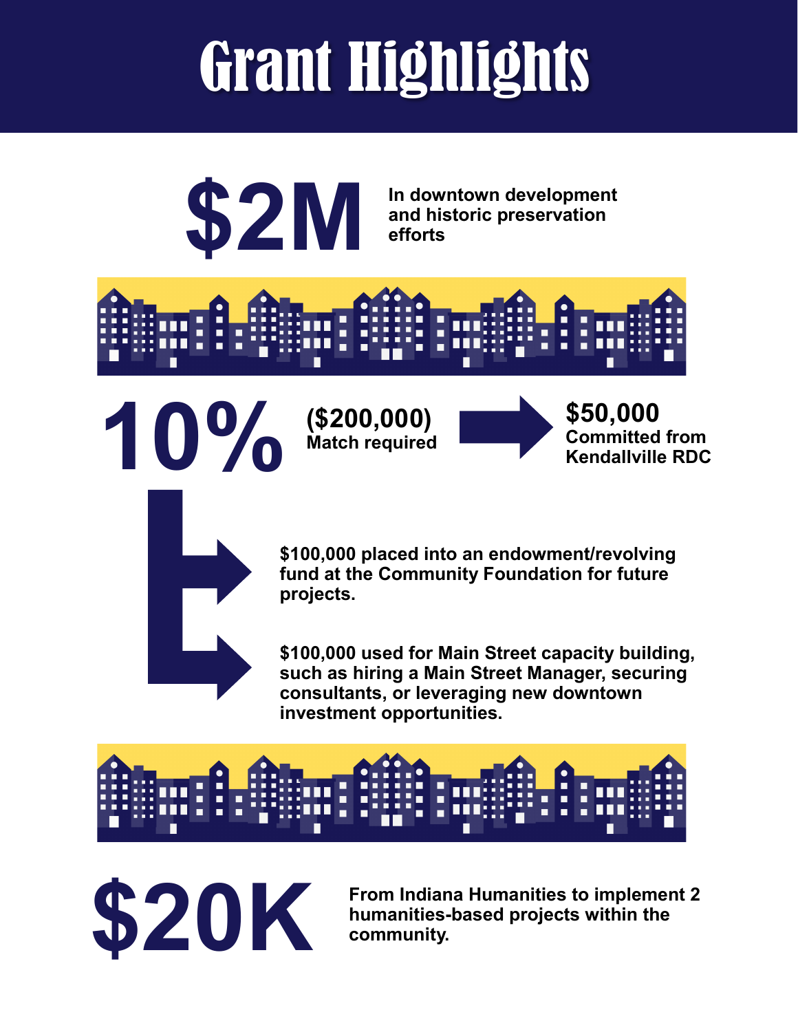# Grant Highlights

**$2M** In downtown development and historic preservation efforts

**10%** ($200,000) Match required → **$50,000** Committed from Kendallville RDC

- $100,000 placed into an endowment/revolving fund at the Community Foundation for future projects.
- $100,000 used for Main Street capacity building, such as hiring a Main Street Manager, securing consultants, or leveraging new downtown investment opportunities.

**$20K** From Indiana Humanities to implement 2 humanities-based projects within the community.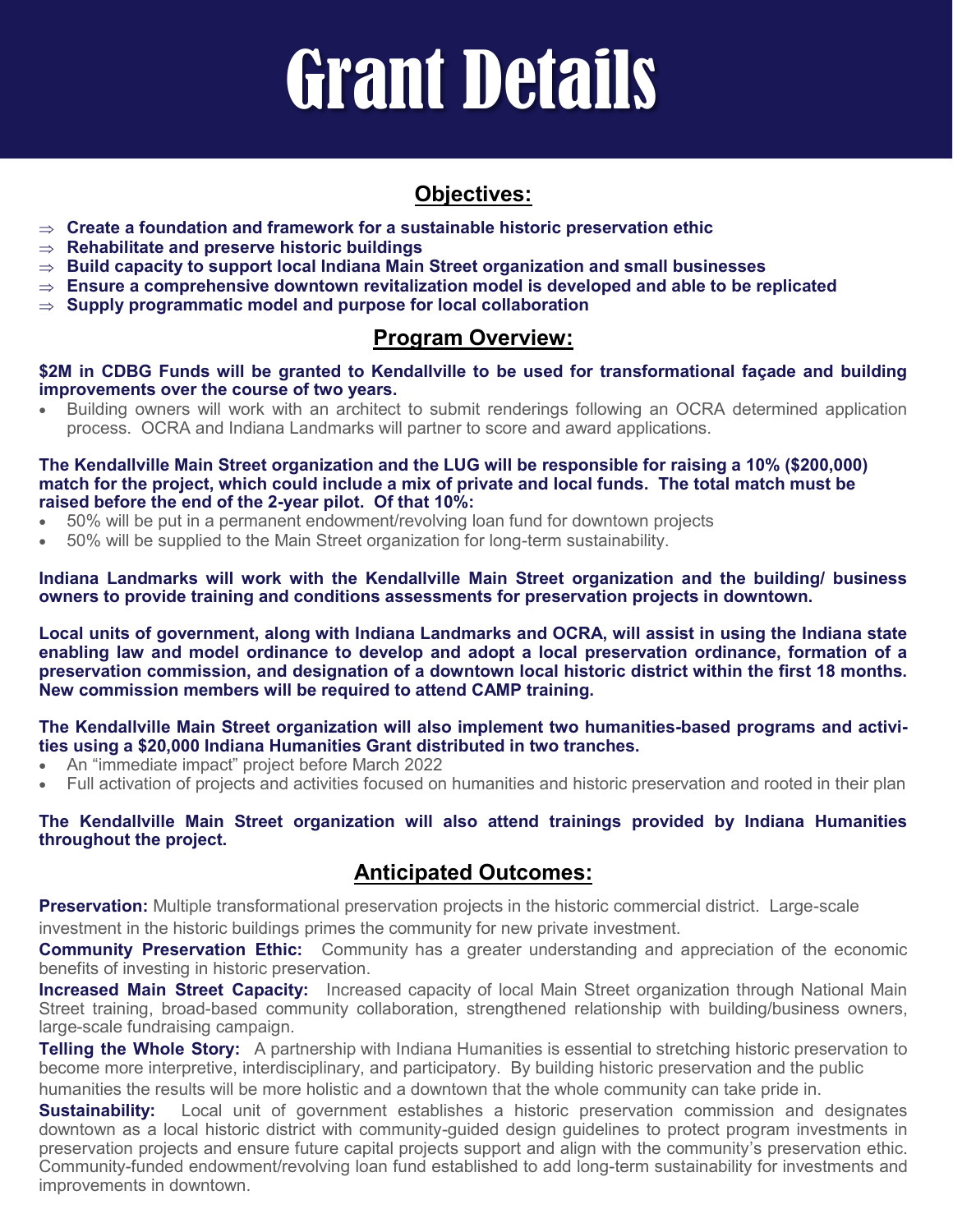# Grant Details

## Objectives:

- ⇒ **Create a foundation and framework for a sustainable historic preservation ethic**
- ⇒ **Rehabilitate and preserve historic buildings**
- ⇒ **Build capacity to support local Indiana Main Street organization and small businesses**
- ⇒ **Ensure a comprehensive downtown revitalization model is developed and able to be replicated**
- ⇒ **Supply programmatic model and purpose for local collaboration**

## Program Overview:

**$2M in CDBG Funds will be granted to Kendallville to be used for transformational façade and building improvements over the course of two years.**

- Building owners will work with an architect to submit renderings following an OCRA determined application process. OCRA and Indiana Landmarks will partner to score and award applications.

**The Kendallville Main Street organization and the LUG will be responsible for raising a 10% ($200,000) match for the project, which could include a mix of private and local funds. The total match must be raised before the end of the 2-year pilot. Of that 10%:**

- 50% will be put in a permanent endowment/revolving loan fund for downtown projects
- 50% will be supplied to the Main Street organization for long-term sustainability.

**Indiana Landmarks will work with the Kendallville Main Street organization and the building/ business owners to provide training and conditions assessments for preservation projects in downtown.**

**Local units of government, along with Indiana Landmarks and OCRA, will assist in using the Indiana state enabling law and model ordinance to develop and adopt a local preservation ordinance, formation of a preservation commission, and designation of a downtown local historic district within the first 18 months. New commission members will be required to attend CAMP training.**

**The Kendallville Main Street organization will also implement two humanities-based programs and activities using a $20,000 Indiana Humanities Grant distributed in two tranches.**

- An "immediate impact" project before March 2022
- Full activation of projects and activities focused on humanities and historic preservation and rooted in their plan

**The Kendallville Main Street organization will also attend trainings provided by Indiana Humanities throughout the project.**

## Anticipated Outcomes:

**Preservation:** Multiple transformational preservation projects in the historic commercial district. Large-scale investment in the historic buildings primes the community for new private investment.

**Community Preservation Ethic:** Community has a greater understanding and appreciation of the economic benefits of investing in historic preservation.

**Increased Main Street Capacity:** Increased capacity of local Main Street organization through National Main Street training, broad-based community collaboration, strengthened relationship with building/business owners, large-scale fundraising campaign.

**Telling the Whole Story:** A partnership with Indiana Humanities is essential to stretching historic preservation to become more interpretive, interdisciplinary, and participatory. By building historic preservation and the public humanities the results will be more holistic and a downtown that the whole community can take pride in.

**Sustainability:** Local unit of government establishes a historic preservation commission and designates downtown as a local historic district with community-guided design guidelines to protect program investments in preservation projects and ensure future capital projects support and align with the community's preservation ethic. Community-funded endowment/revolving loan fund established to add long-term sustainability for investments and improvements in downtown.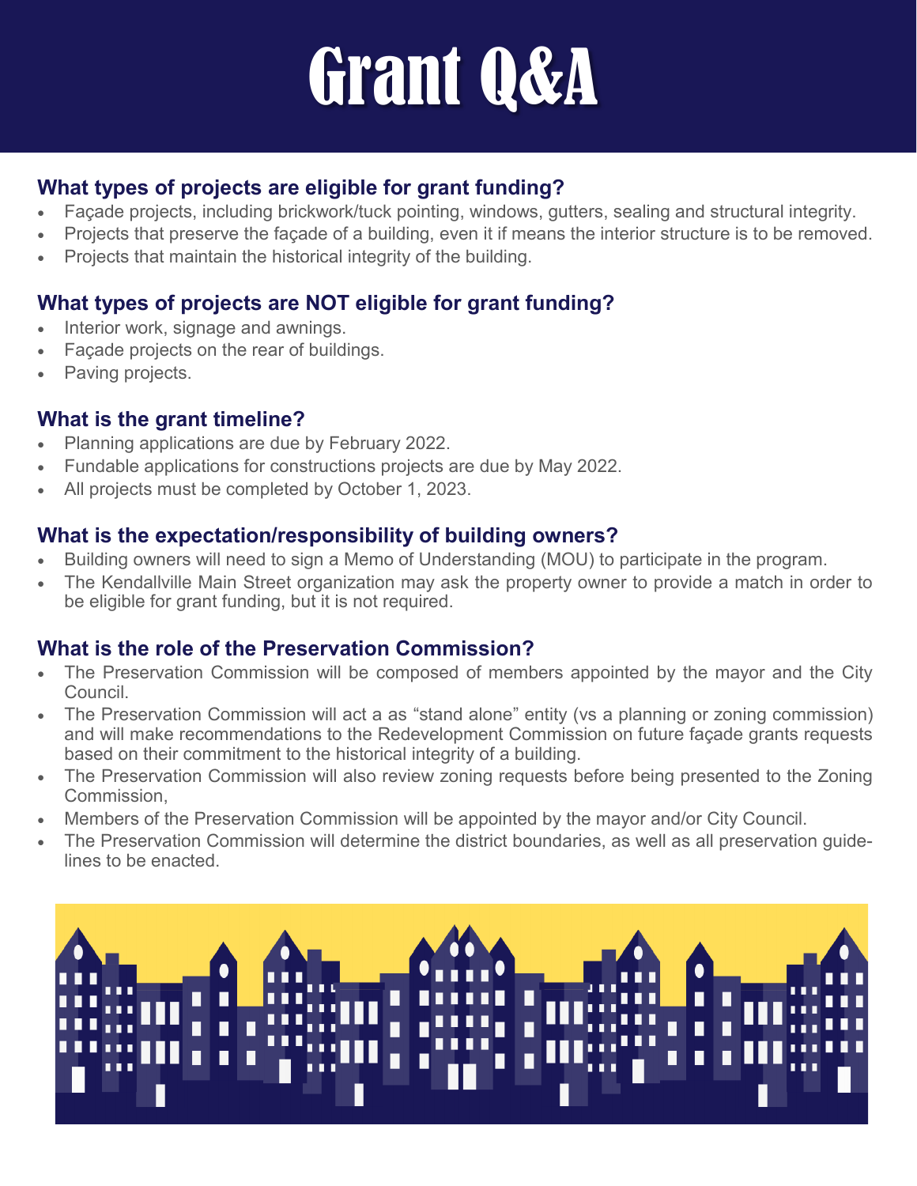# Grant Q&A

## What types of projects are eligible for grant funding?

- Façade projects, including brickwork/tuck pointing, windows, gutters, sealing and structural integrity.
- Projects that preserve the façade of a building, even it if means the interior structure is to be removed.
- Projects that maintain the historical integrity of the building.

## What types of projects are NOT eligible for grant funding?

- Interior work, signage and awnings.
- Façade projects on the rear of buildings.
- Paving projects.

## What is the grant timeline?

- Planning applications are due by February 2022.
- Fundable applications for constructions projects are due by May 2022.
- All projects must be completed by October 1, 2023.

## What is the expectation/responsibility of building owners?

- Building owners will need to sign a Memo of Understanding (MOU) to participate in the program.
- The Kendallville Main Street organization may ask the property owner to provide a match in order to be eligible for grant funding, but it is not required.

## What is the role of the Preservation Commission?

- The Preservation Commission will be composed of members appointed by the mayor and the City Council.
- The Preservation Commission will act a as "stand alone" entity (vs a planning or zoning commission) and will make recommendations to the Redevelopment Commission on future façade grants requests based on their commitment to the historical integrity of a building.
- The Preservation Commission will also review zoning requests before being presented to the Zoning Commission,
- Members of the Preservation Commission will be appointed by the mayor and/or City Council.
- The Preservation Commission will determine the district boundaries, as well as all preservation guidelines to be enacted.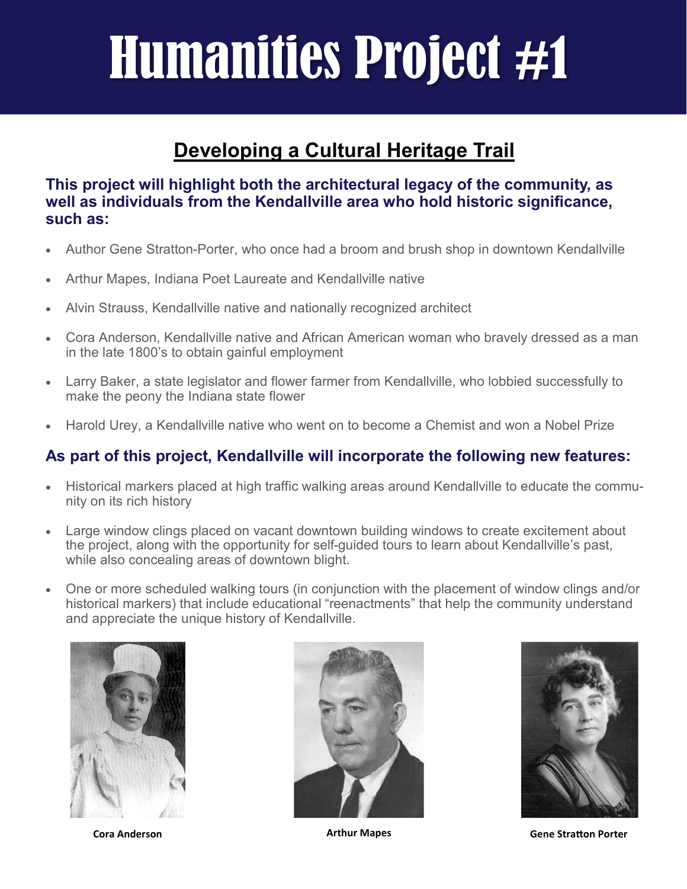# Humanities Project #1

## Developing a Cultural Heritage Trail

### This project will highlight both the architectural legacy of the community, as well as individuals from the Kendallville area who hold historic significance, such as:

- Author Gene Stratton-Porter, who once had a broom and brush shop in downtown Kendallville
- Arthur Mapes, Indiana Poet Laureate and Kendallville native
- Alvin Strauss, Kendallville native and nationally recognized architect
- Cora Anderson, Kendallville native and African American woman who bravely dressed as a man in the late 1800's to obtain gainful employment
- Larry Baker, a state legislator and flower farmer from Kendallville, who lobbied successfully to make the peony the Indiana state flower
- Harold Urey, a Kendallville native who went on to become a Chemist and won a Nobel Prize

### As part of this project, Kendallville will incorporate the following new features:

- Historical markers placed at high traffic walking areas around Kendallville to educate the community on its rich history
- Large window clings placed on vacant downtown building windows to create excitement about the project, along with the opportunity for self-guided tours to learn about Kendallville's past, while also concealing areas of downtown blight.
- One or more scheduled walking tours (in conjunction with the placement of window clings and/or historical markers) that include educational "reenactments" that help the community understand and appreciate the unique history of Kendallville.

**Cora Anderson**

**Arthur Mapes**

**Gene Stratton Porter**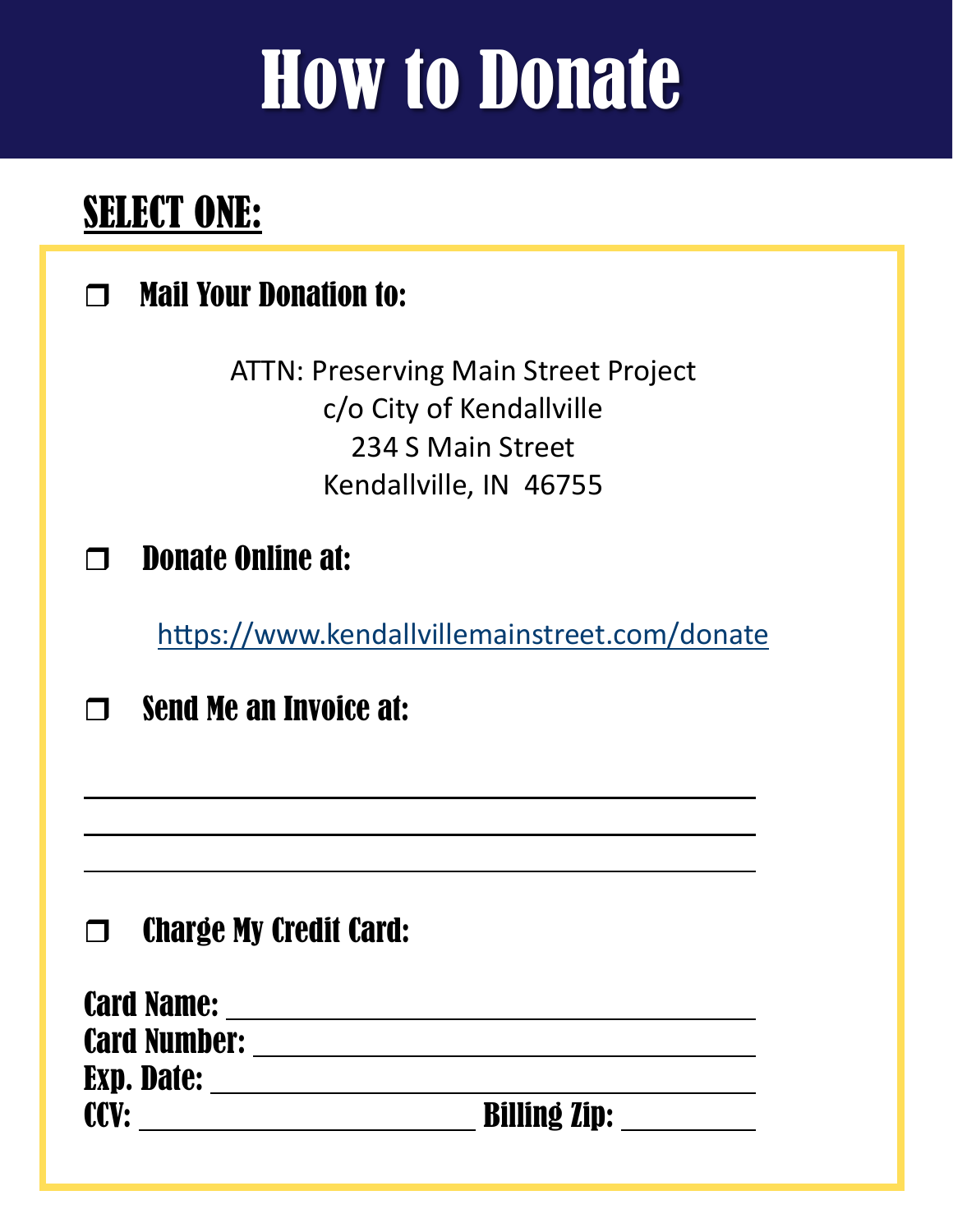# How to Donate

## SELECT ONE:

❒ **Mail Your Donation to:**

ATTN: Preserving Main Street Project
c/o City of Kendallville
234 S Main Street
Kendallville, IN 46755

❒ **Donate Online at:**

https://www.kendallvillemainstreet.com/donate

❒ **Send Me an Invoice at:**

______________________________________________

______________________________________________

______________________________________________

❒ **Charge My Credit Card:**

**Card Name:** ______________________________________

**Card Number:** ____________________________________

**Exp. Date:** ______________________________________

**CCV:** ____________________ **Billing Zip:** __________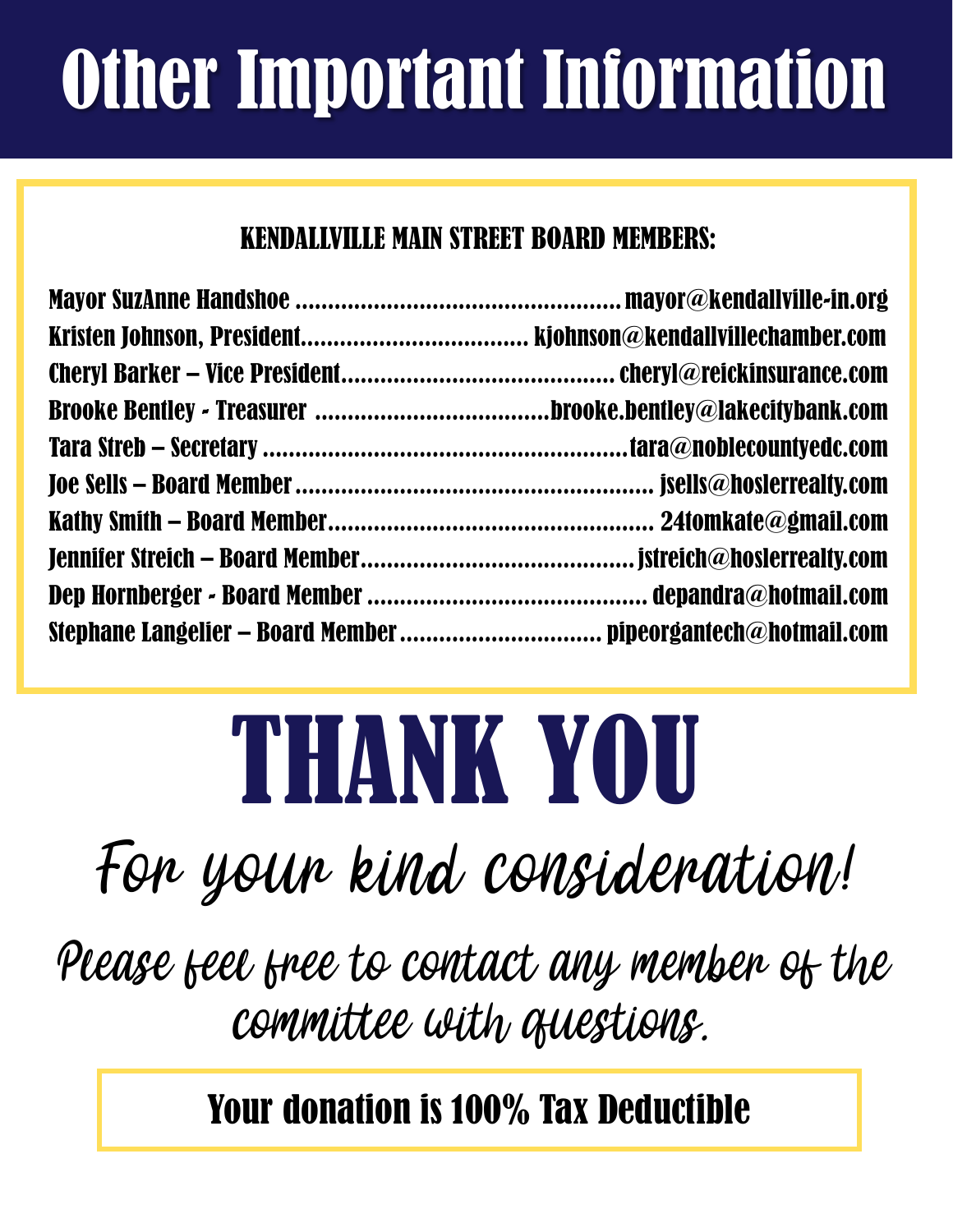# Other Important Information

## KENDALLVILLE MAIN STREET BOARD MEMBERS:

Mayor SuzAnne Handshoe .................................................. mayor@kendallville-in.org
Kristen Johnson, President.................................. kjohnson@kendallvillechamber.com
Cheryl Barker – Vice President.......................................... cheryl@reickinsurance.com
Brooke Bentley - Treasurer ....................................brooke.bentley@lakecitybank.com
Tara Streb – Secretary .......................................................tara@noblecountyedc.com
Joe Sells – Board Member....................................................... jsells@hoslerrealty.com
Kathy Smith – Board Member.................................................. 24tomkate@gmail.com
Jennifer Streich – Board Member..........................................jstreich@hoslerrealty.com
Dep Hornberger - Board Member .......................................... depandra@hotmail.com
Stephane Langelier – Board Member .............................. pipeorgantech@hotmail.com

# THANK YOU

For your kind consideration!

Please feel free to contact any member of the committee with questions.

**Your donation is 100% Tax Deductible**